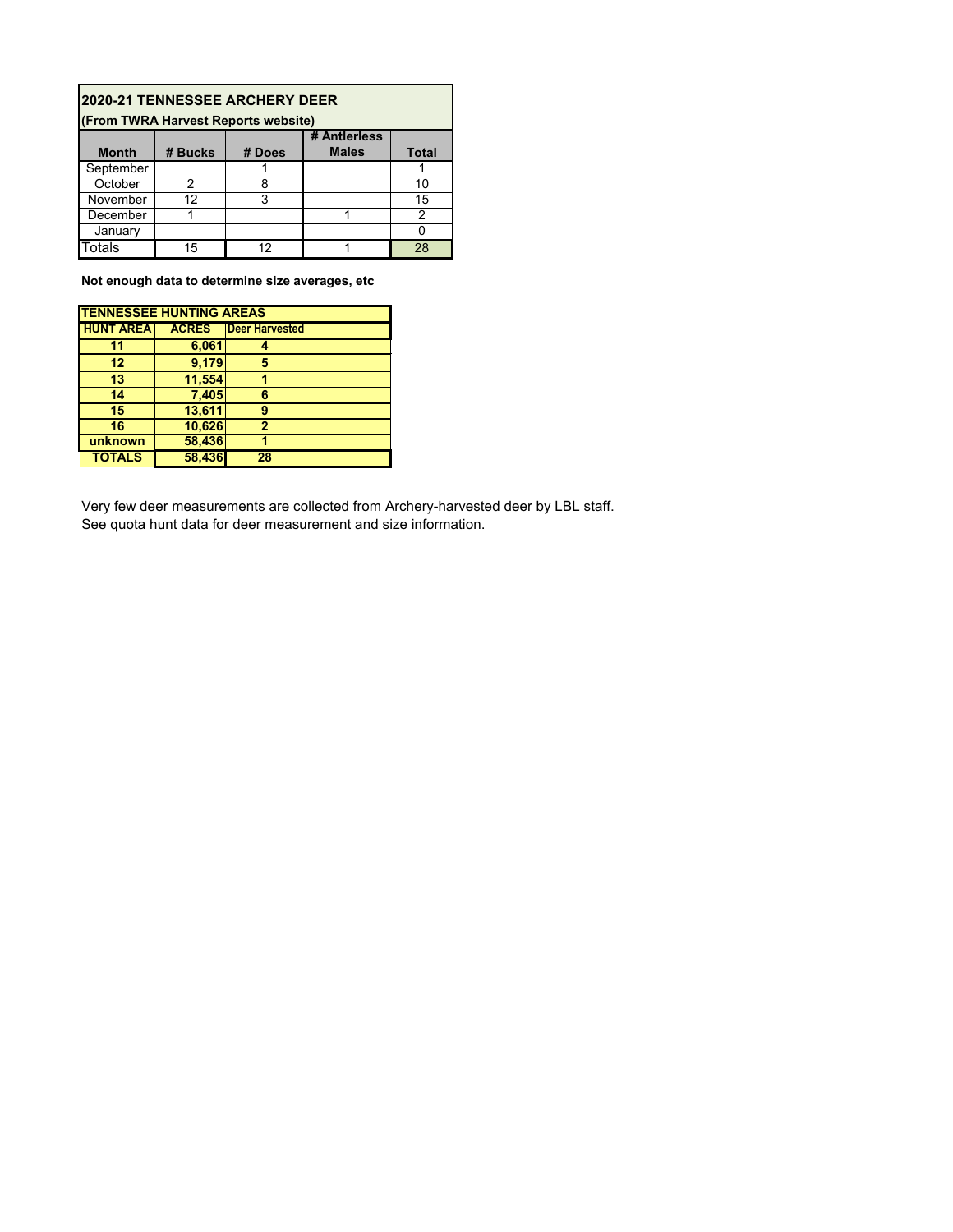## 2020-21 TENNESSEE ARCHERY DEER

**(From TWRA Harvest Reports website)**

| Month | # Bucks | # Does | # Antlerless Males | Total |
|---|---|---|---|---|
| September | | 1 | | 1 |
| October | 2 | 8 | | 10 |
| November | 12 | 3 | | 15 |
| December | 1 | | 1 | 2 |
| January | | | | 0 |
| Totals | 15 | 12 | 1 | 28 |

**Not enough data to determine size averages, etc**

**TENNESSEE HUNTING AREAS**

| HUNT AREA | ACRES | Deer Harvested |
|---|---|---|
| 11 | 6,061 | 4 |
| 12 | 9,179 | 5 |
| 13 | 11,554 | 1 |
| 14 | 7,405 | 6 |
| 15 | 13,611 | 9 |
| 16 | 10,626 | 2 |
| unknown | 58,436 | 1 |
| TOTALS | 58,436 | 28 |

Very few deer measurements are collected from Archery-harvested deer by LBL staff.
See quota hunt data for deer measurement and size information.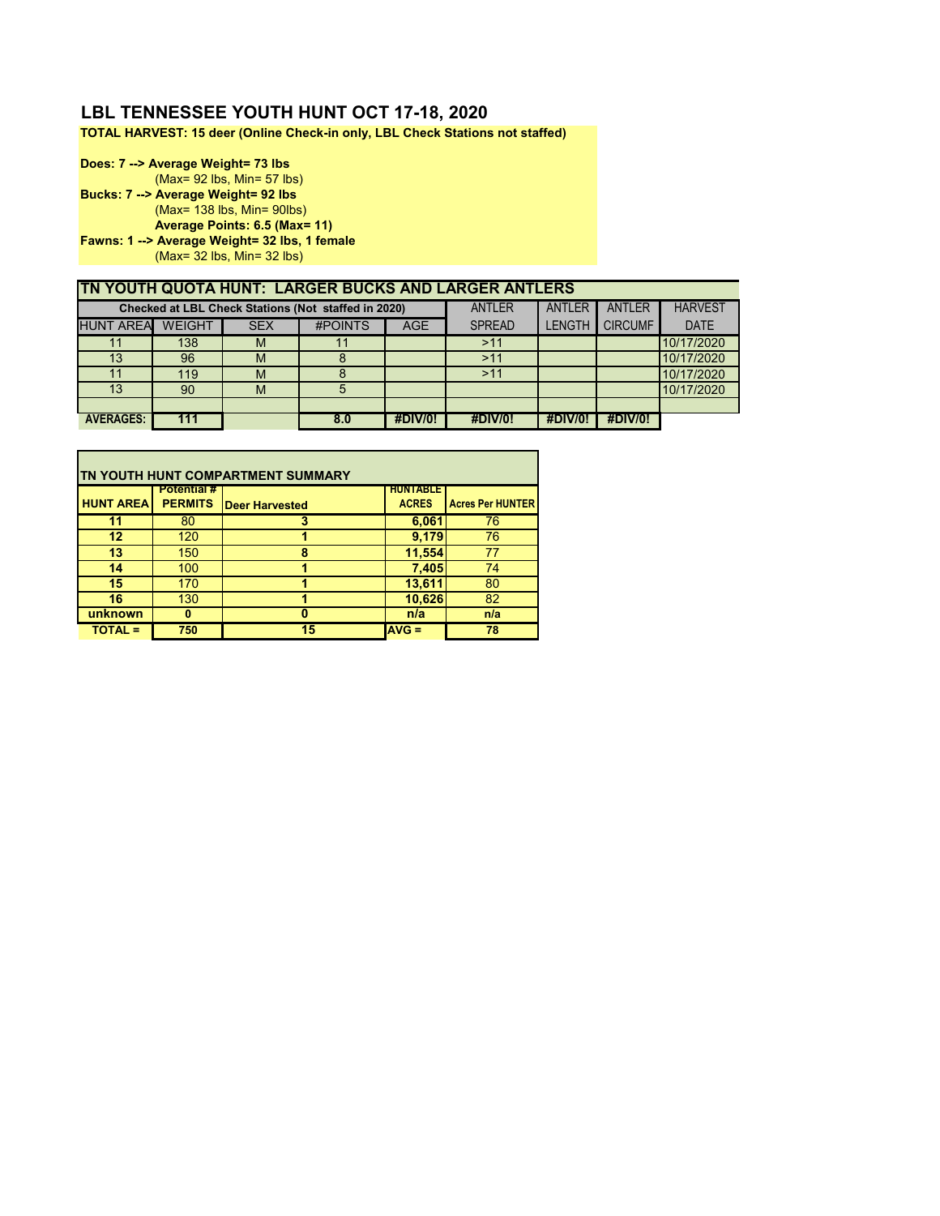# LBL TENNESSEE YOUTH HUNT OCT 17-18, 2020

**TOTAL HARVEST: 15 deer (Online Check-in only, LBL Check Stations not staffed)**

**Does: 7 --> Average Weight= 73 lbs**
(Max= 92 lbs, Min= 57 lbs)
**Bucks: 7 --> Average Weight= 92 lbs**
(Max= 138 lbs, Min= 90lbs)
**Average Points: 6.5 (Max= 11)**
**Fawns: 1 --> Average Weight= 32 lbs, 1 female**
(Max= 32 lbs, Min= 32 lbs)

## TN YOUTH QUOTA HUNT: LARGER BUCKS AND LARGER ANTLERS

| Checked at LBL Check Stations (Not staffed in 2020) | | | | | ANTLER | ANTLER | ANTLER | HARVEST |
|---|---|---|---|---|---|---|---|---|
| HUNT AREA | WEIGHT | SEX | #POINTS | AGE | SPREAD | LENGTH | CIRCUMF | DATE |
| 11 | 138 | M | 11 | | >11 | | | 10/17/2020 |
| 13 | 96 | M | 8 | | >11 | | | 10/17/2020 |
| 11 | 119 | M | 8 | | >11 | | | 10/17/2020 |
| 13 | 90 | M | 5 | | | | | 10/17/2020 |
| | | | | | | | | |
| **AVERAGES:** | **111** | | **8.0** | **#DIV/0!** | **#DIV/0!** | **#DIV/0!** | **#DIV/0!** | |

## TN YOUTH HUNT COMPARTMENT SUMMARY

| HUNT AREA | Potential # PERMITS | Deer Harvested | HUNTABLE ACRES | Acres Per HUNTER |
|---|---|---|---|---|
| **11** | 80 | **3** | **6,061** | 76 |
| **12** | 120 | **1** | **9,179** | 76 |
| **13** | 150 | **8** | **11,554** | 77 |
| **14** | 100 | **1** | **7,405** | 74 |
| **15** | 170 | **1** | **13,611** | 80 |
| **16** | 130 | **1** | **10,626** | 82 |
| **unknown** | **0** | **0** | **n/a** | **n/a** |
| **TOTAL =** | **750** | **15** | **AVG =** | **78** |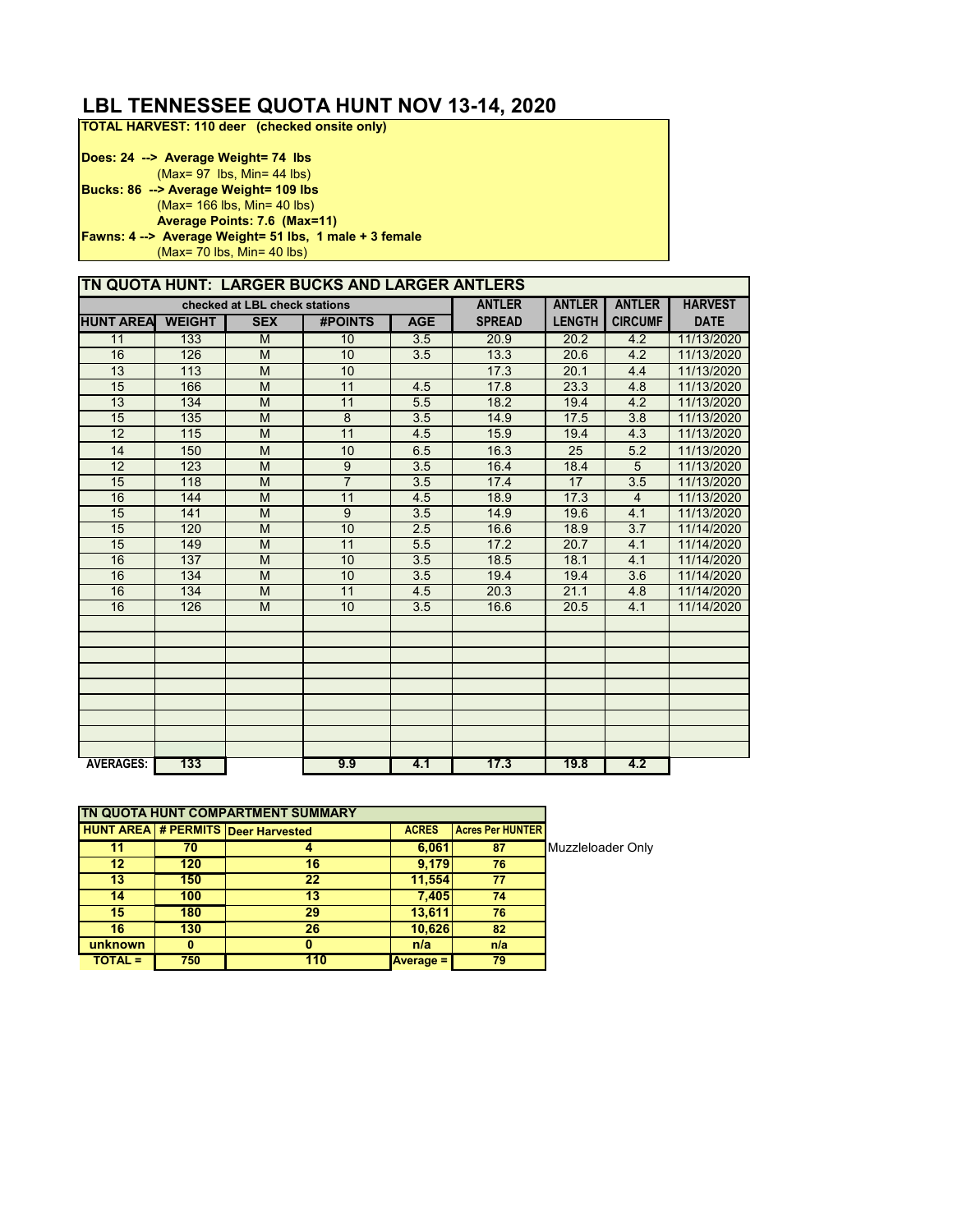# LBL TENNESSEE QUOTA HUNT NOV 13-14, 2020

**TOTAL HARVEST: 110 deer (checked onsite only)**

**Does: 24 --> Average Weight= 74 lbs**
(Max= 97 lbs, Min= 44 lbs)

**Bucks: 86 --> Average Weight= 109 lbs**
(Max= 166 lbs, Min= 40 lbs)
**Average Points: 7.6 (Max=11)**

**Fawns: 4 --> Average Weight= 51 lbs, 1 male + 3 female**
(Max= 70 lbs, Min= 40 lbs)

## TN QUOTA HUNT: LARGER BUCKS AND LARGER ANTLERS

| checked at LBL check stations | | | | | ANTLER | ANTLER | ANTLER | HARVEST |
|---|---|---|---|---|---|---|---|---|
| **HUNT AREA** | **WEIGHT** | **SEX** | **#POINTS** | **AGE** | **SPREAD** | **LENGTH** | **CIRCUMF** | **DATE** |
| 11 | 133 | M | 10 | 3.5 | 20.9 | 20.2 | 4.2 | 11/13/2020 |
| 16 | 126 | M | 10 | 3.5 | 13.3 | 20.6 | 4.2 | 11/13/2020 |
| 13 | 113 | M | 10 | | 17.3 | 20.1 | 4.4 | 11/13/2020 |
| 15 | 166 | M | 11 | 4.5 | 17.8 | 23.3 | 4.8 | 11/13/2020 |
| 13 | 134 | M | 11 | 5.5 | 18.2 | 19.4 | 4.2 | 11/13/2020 |
| 15 | 135 | M | 8 | 3.5 | 14.9 | 17.5 | 3.8 | 11/13/2020 |
| 12 | 115 | M | 11 | 4.5 | 15.9 | 19.4 | 4.3 | 11/13/2020 |
| 14 | 150 | M | 10 | 6.5 | 16.3 | 25 | 5.2 | 11/13/2020 |
| 12 | 123 | M | 9 | 3.5 | 16.4 | 18.4 | 5 | 11/13/2020 |
| 15 | 118 | M | 7 | 3.5 | 17.4 | 17 | 3.5 | 11/13/2020 |
| 16 | 144 | M | 11 | 4.5 | 18.9 | 17.3 | 4 | 11/13/2020 |
| 15 | 141 | M | 9 | 3.5 | 14.9 | 19.6 | 4.1 | 11/13/2020 |
| 15 | 120 | M | 10 | 2.5 | 16.6 | 18.9 | 3.7 | 11/14/2020 |
| 15 | 149 | M | 11 | 5.5 | 17.2 | 20.7 | 4.1 | 11/14/2020 |
| 16 | 137 | M | 10 | 3.5 | 18.5 | 18.1 | 4.1 | 11/14/2020 |
| 16 | 134 | M | 10 | 3.5 | 19.4 | 19.4 | 3.6 | 11/14/2020 |
| 16 | 134 | M | 11 | 4.5 | 20.3 | 21.1 | 4.8 | 11/14/2020 |
| 16 | 126 | M | 10 | 3.5 | 16.6 | 20.5 | 4.1 | 11/14/2020 |
| **AVERAGES:** | **133** | | **9.9** | **4.1** | **17.3** | **19.8** | **4.2** | |

## TN QUOTA HUNT COMPARTMENT SUMMARY

| HUNT AREA | # PERMITS | Deer Harvested | ACRES | Acres Per HUNTER | |
|---|---|---|---|---|---|
| 11 | 70 | 4 | 6,061 | 87 | Muzzleloader Only |
| 12 | 120 | 16 | 9,179 | 76 | |
| 13 | 150 | 22 | 11,554 | 77 | |
| 14 | 100 | 13 | 7,405 | 74 | |
| 15 | 180 | 29 | 13,611 | 76 | |
| 16 | 130 | 26 | 10,626 | 82 | |
| unknown | 0 | 0 | n/a | n/a | |
| TOTAL = | 750 | 110 | Average = | 79 | |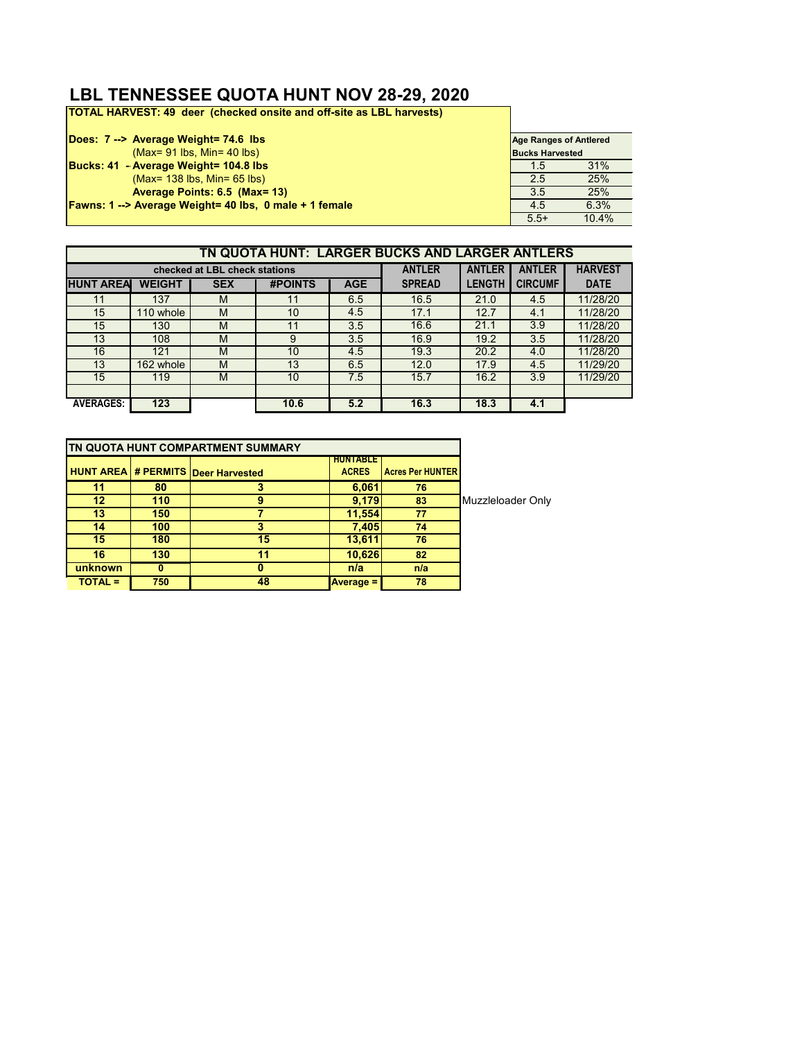# LBL TENNESSEE QUOTA HUNT NOV 28-29, 2020

**TOTAL HARVEST: 49 deer (checked onsite and off-site as LBL harvests)**

**Does: 7 --> Average Weight= 74.6 lbs**
(Max= 91 lbs, Min= 40 lbs)

**Bucks: 41 - Average Weight= 104.8 lbs**
(Max= 138 lbs, Min= 65 lbs)
**Average Points: 6.5 (Max= 13)**

**Fawns: 1 --> Average Weight= 40 lbs, 0 male + 1 female**

| Age Ranges of Antlered Bucks Harvested | |
|---|---|
| 1.5 | 31% |
| 2.5 | 25% |
| 3.5 | 25% |
| 4.5 | 6.3% |
| 5.5+ | 10.4% |

## TN QUOTA HUNT: LARGER BUCKS AND LARGER ANTLERS

| checked at LBL check stations | | | | | ANTLER | ANTLER | ANTLER | HARVEST |
|---|---|---|---|---|---|---|---|---|
| **HUNT AREA** | **WEIGHT** | **SEX** | **#POINTS** | **AGE** | **SPREAD** | **LENGTH** | **CIRCUMF** | **DATE** |
| 11 | 137 | M | 11 | 6.5 | 16.5 | 21.0 | 4.5 | 11/28/20 |
| 15 | 110 whole | M | 10 | 4.5 | 17.1 | 12.7 | 4.1 | 11/28/20 |
| 15 | 130 | M | 11 | 3.5 | 16.6 | 21.1 | 3.9 | 11/28/20 |
| 13 | 108 | M | 9 | 3.5 | 16.9 | 19.2 | 3.5 | 11/28/20 |
| 16 | 121 | M | 10 | 4.5 | 19.3 | 20.2 | 4.0 | 11/28/20 |
| 13 | 162 whole | M | 13 | 6.5 | 12.0 | 17.9 | 4.5 | 11/29/20 |
| 15 | 119 | M | 10 | 7.5 | 15.7 | 16.2 | 3.9 | 11/29/20 |
| | | | | | | | | |
| **AVERAGES:** | **123** | | **10.6** | **5.2** | **16.3** | **18.3** | **4.1** | |

## TN QUOTA HUNT COMPARTMENT SUMMARY

| HUNT AREA | # PERMITS | Deer Harvested | HUNTABLE ACRES | Acres Per HUNTER | |
|---|---|---|---|---|---|
| 11 | 80 | 3 | 6,061 | 76 | |
| 12 | 110 | 9 | 9,179 | 83 | Muzzleloader Only |
| 13 | 150 | 7 | 11,554 | 77 | |
| 14 | 100 | 3 | 7,405 | 74 | |
| 15 | 180 | 15 | 13,611 | 76 | |
| 16 | 130 | 11 | 10,626 | 82 | |
| unknown | 0 | 0 | n/a | n/a | |
| **TOTAL =** | **750** | **48** | **Average =** | **78** | |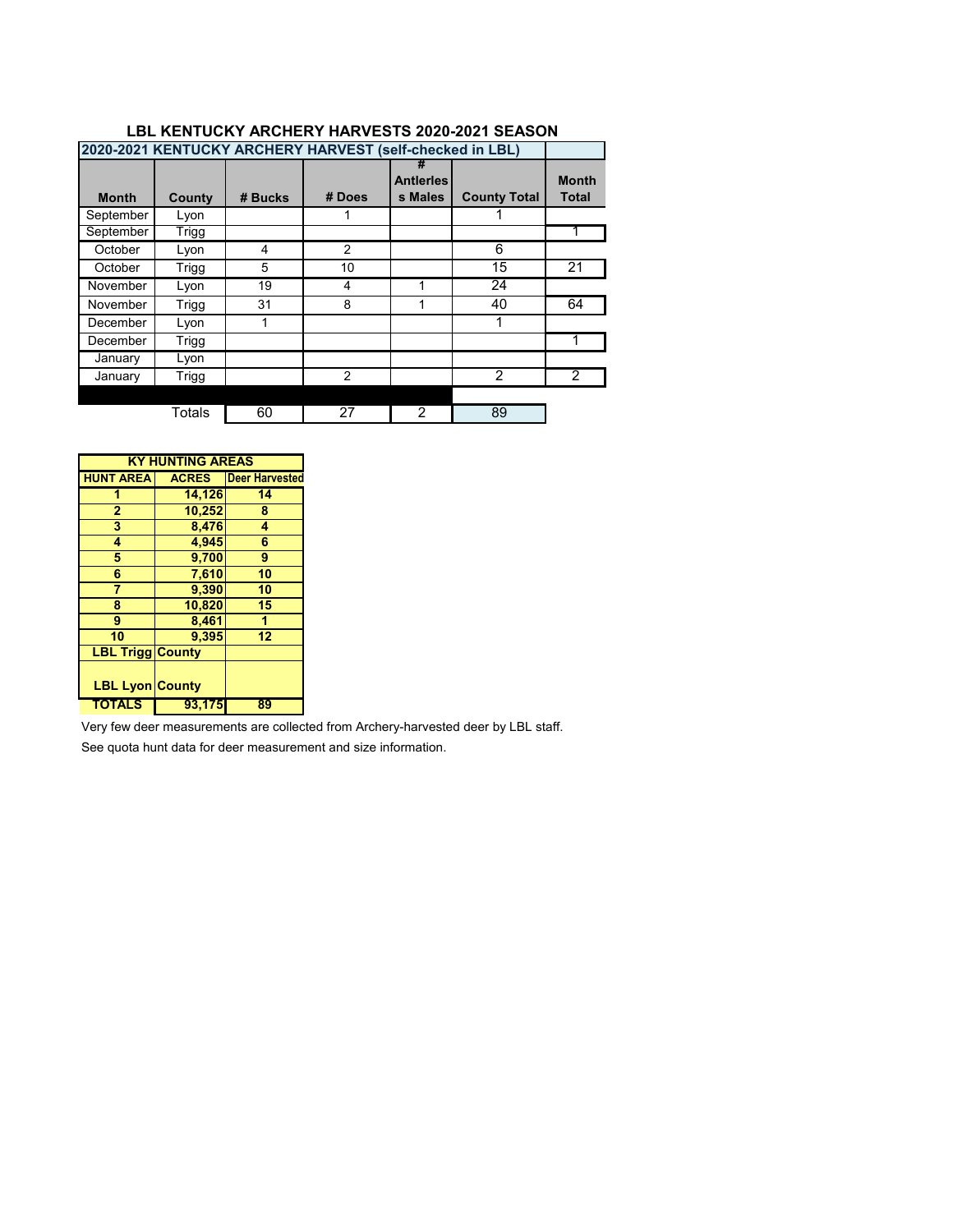# LBL KENTUCKY ARCHERY HARVESTS 2020-2021 SEASON

| 2020-2021 KENTUCKY ARCHERY HARVEST (self-checked in LBL) | | | | | | |
|---|---|---|---|---|---|---|
| **Month** | **County** | **# Bucks** | **# Does** | **# Antlerless Males** | **County Total** | **Month Total** |
| September | Lyon | | 1 | | 1 | |
| September | Trigg | | | | | 1 |
| October | Lyon | 4 | 2 | | 6 | |
| October | Trigg | 5 | 10 | | 15 | 21 |
| November | Lyon | 19 | 4 | 1 | 24 | |
| November | Trigg | 31 | 8 | 1 | 40 | 64 |
| December | Lyon | 1 | | | 1 | |
| December | Trigg | | | | | 1 |
| January | Lyon | | | | | |
| January | Trigg | | 2 | | 2 | 2 |
| | Totals | 60 | 27 | 2 | 89 | |

| KY HUNTING AREAS | | |
|---|---|---|
| **HUNT AREA** | **ACRES** | **Deer Harvested** |
| 1 | 14,126 | 14 |
| 2 | 10,252 | 8 |
| 3 | 8,476 | 4 |
| 4 | 4,945 | 6 |
| 5 | 9,700 | 9 |
| 6 | 7,610 | 10 |
| 7 | 9,390 | 10 |
| 8 | 10,820 | 15 |
| 9 | 8,461 | 1 |
| 10 | 9,395 | 12 |
| LBL Trigg | County | |
| LBL Lyon | County | |
| **TOTALS** | **93,175** | **89** |

Very few deer measurements are collected from Archery-harvested deer by LBL staff.

See quota hunt data for deer measurement and size information.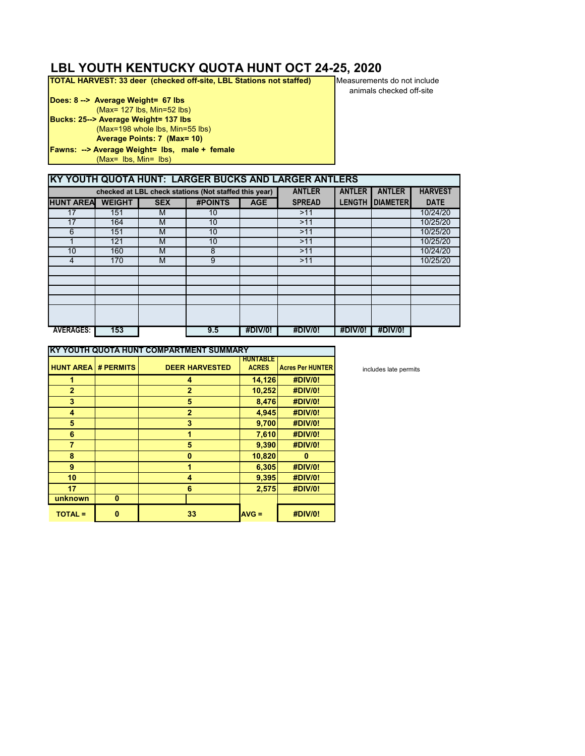# LBL YOUTH KENTUCKY QUOTA HUNT OCT 24-25, 2020

**TOTAL HARVEST: 33 deer (checked off-site, LBL Stations not staffed)**

Measurements do not include animals checked off-site

**Does: 8 --> Average Weight= 67 lbs**
(Max= 127 lbs, Min=52 lbs)

**Bucks: 25--> Average Weight= 137 lbs**
(Max=198 whole lbs, Min=55 lbs)
**Average Points: 7 (Max= 10)**

**Fawns: --> Average Weight= lbs, male + female**
(Max= lbs, Min= lbs)

## KY YOUTH QUOTA HUNT: LARGER BUCKS AND LARGER ANTLERS

| checked at LBL check stations (Not staffed this year) | | | | | ANTLER | ANTLER | ANTLER | HARVEST |
|---|---|---|---|---|---|---|---|---|
| HUNT AREA | WEIGHT | SEX | #POINTS | AGE | SPREAD | LENGTH | DIAMETER | DATE |
| 17 | 151 | M | 10 | | >11 | | | 10/24/20 |
| 17 | 164 | M | 10 | | >11 | | | 10/25/20 |
| 6 | 151 | M | 10 | | >11 | | | 10/25/20 |
| 1 | 121 | M | 10 | | >11 | | | 10/25/20 |
| 10 | 160 | M | 8 | | >11 | | | 10/24/20 |
| 4 | 170 | M | 9 | | >11 | | | 10/25/20 |
| AVERAGES: | 153 | | 9.5 | #DIV/0! | #DIV/0! | #DIV/0! | #DIV/0! | |

## KY YOUTH QUOTA HUNT COMPARTMENT SUMMARY

| HUNT AREA | # PERMITS | DEER HARVESTED | HUNTABLE ACRES | Acres Per HUNTER |
|---|---|---|---|---|
| 1 | | 4 | 14,126 | #DIV/0! |
| 2 | | 2 | 10,252 | #DIV/0! |
| 3 | | 5 | 8,476 | #DIV/0! |
| 4 | | 2 | 4,945 | #DIV/0! |
| 5 | | 3 | 9,700 | #DIV/0! |
| 6 | | 1 | 7,610 | #DIV/0! |
| 7 | | 5 | 9,390 | #DIV/0! |
| 8 | | 0 | 10,820 | 0 |
| 9 | | 1 | 6,305 | #DIV/0! |
| 10 | | 4 | 9,395 | #DIV/0! |
| 17 | | 6 | 2,575 | #DIV/0! |
| unknown | 0 | | | |
| TOTAL = | 0 | 33 | AVG = | #DIV/0! |

includes late permits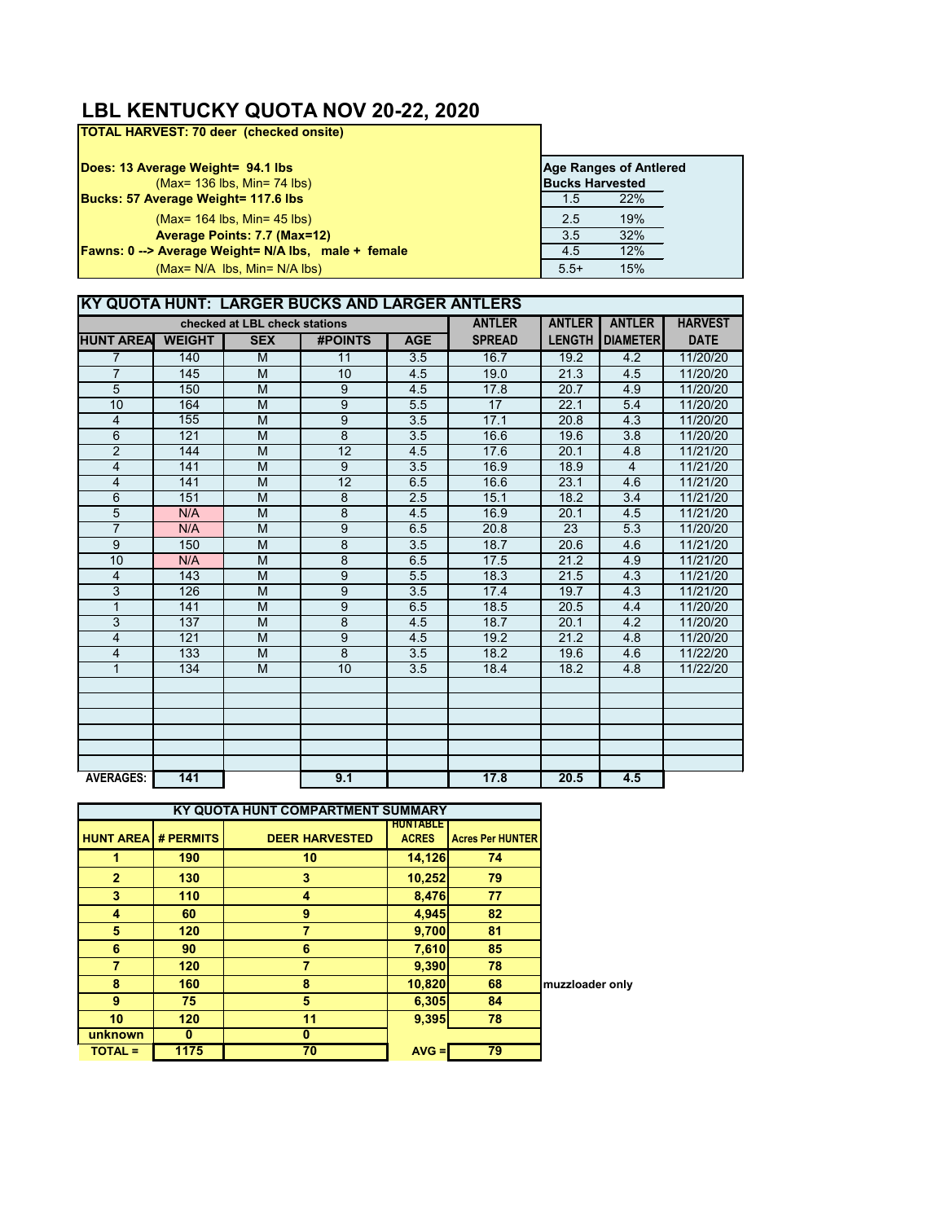# LBL KENTUCKY QUOTA NOV 20-22, 2020

**TOTAL HARVEST: 70 deer (checked onsite)**

**Does: 13 Average Weight= 94.1 lbs**
(Max= 136 lbs, Min= 74 lbs)

**Bucks: 57 Average Weight= 117.6 lbs**
(Max= 164 lbs, Min= 45 lbs)
**Average Points: 7.7 (Max=12)**

**Fawns: 0 --> Average Weight= N/A lbs, male + female**
(Max= N/A lbs, Min= N/A lbs)

| Age Ranges of Antlered Bucks Harvested | |
|---|---|
| 1.5 | 22% |
| 2.5 | 19% |
| 3.5 | 32% |
| 4.5 | 12% |
| 5.5+ | 15% |

## KY QUOTA HUNT: LARGER BUCKS AND LARGER ANTLERS

| checked at LBL check stations | | | | | ANTLER | ANTLER | ANTLER | HARVEST |
|---|---|---|---|---|---|---|---|---|
| HUNT AREA | WEIGHT | SEX | #POINTS | AGE | SPREAD | LENGTH | DIAMETER | DATE |
| 7 | 140 | M | 11 | 3.5 | 16.7 | 19.2 | 4.2 | 11/20/20 |
| 7 | 145 | M | 10 | 4.5 | 19.0 | 21.3 | 4.5 | 11/20/20 |
| 5 | 150 | M | 9 | 4.5 | 17.8 | 20.7 | 4.9 | 11/20/20 |
| 10 | 164 | M | 9 | 5.5 | 17 | 22.1 | 5.4 | 11/20/20 |
| 4 | 155 | M | 9 | 3.5 | 17.1 | 20.8 | 4.3 | 11/20/20 |
| 6 | 121 | M | 8 | 3.5 | 16.6 | 19.6 | 3.8 | 11/20/20 |
| 2 | 144 | M | 12 | 4.5 | 17.6 | 20.1 | 4.8 | 11/21/20 |
| 4 | 141 | M | 9 | 3.5 | 16.9 | 18.9 | 4 | 11/21/20 |
| 4 | 141 | M | 12 | 6.5 | 16.6 | 23.1 | 4.6 | 11/21/20 |
| 6 | 151 | M | 8 | 2.5 | 15.1 | 18.2 | 3.4 | 11/21/20 |
| 5 | N/A | M | 8 | 4.5 | 16.9 | 20.1 | 4.5 | 11/21/20 |
| 7 | N/A | M | 9 | 6.5 | 20.8 | 23 | 5.3 | 11/20/20 |
| 9 | 150 | M | 8 | 3.5 | 18.7 | 20.6 | 4.6 | 11/21/20 |
| 10 | N/A | M | 8 | 6.5 | 17.5 | 21.2 | 4.9 | 11/21/20 |
| 4 | 143 | M | 9 | 5.5 | 18.3 | 21.5 | 4.3 | 11/21/20 |
| 3 | 126 | M | 9 | 3.5 | 17.4 | 19.7 | 4.3 | 11/21/20 |
| 1 | 141 | M | 9 | 6.5 | 18.5 | 20.5 | 4.4 | 11/20/20 |
| 3 | 137 | M | 8 | 4.5 | 18.7 | 20.1 | 4.2 | 11/20/20 |
| 4 | 121 | M | 9 | 4.5 | 19.2 | 21.2 | 4.8 | 11/20/20 |
| 4 | 133 | M | 8 | 3.5 | 18.2 | 19.6 | 4.6 | 11/22/20 |
| 1 | 134 | M | 10 | 3.5 | 18.4 | 18.2 | 4.8 | 11/22/20 |
| AVERAGES: | 141 | | 9.1 | | 17.8 | 20.5 | 4.5 | |

## KY QUOTA HUNT COMPARTMENT SUMMARY

| HUNT AREA | # PERMITS | DEER HARVESTED | HUNTABLE ACRES | Acres Per HUNTER | |
|---|---|---|---|---|---|
| 1 | 190 | 10 | 14,126 | 74 | |
| 2 | 130 | 3 | 10,252 | 79 | |
| 3 | 110 | 4 | 8,476 | 77 | |
| 4 | 60 | 9 | 4,945 | 82 | |
| 5 | 120 | 7 | 9,700 | 81 | |
| 6 | 90 | 6 | 7,610 | 85 | |
| 7 | 120 | 7 | 9,390 | 78 | |
| 8 | 160 | 8 | 10,820 | 68 | muzzloader only |
| 9 | 75 | 5 | 6,305 | 84 | |
| 10 | 120 | 11 | 9,395 | 78 | |
| unknown | 0 | 0 | | | |
| TOTAL = | 1175 | 70 | AVG = | 79 | |